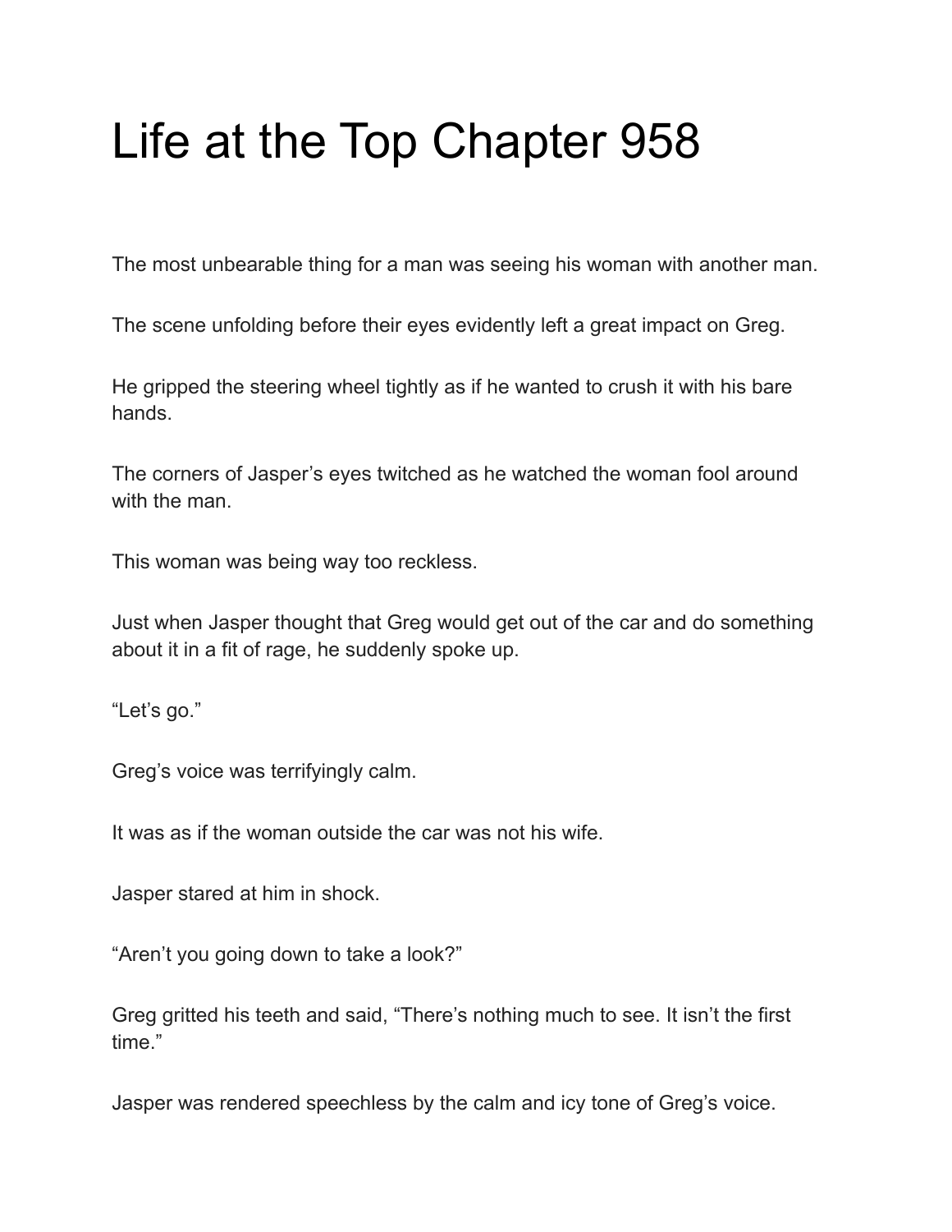# Life at the Top Chapter 958

The most unbearable thing for a man was seeing his woman with another man.

The scene unfolding before their eyes evidently left a great impact on Greg.

He gripped the steering wheel tightly as if he wanted to crush it with his bare hands.

The corners of Jasper's eyes twitched as he watched the woman fool around with the man.

This woman was being way too reckless.

Just when Jasper thought that Greg would get out of the car and do something about it in a fit of rage, he suddenly spoke up.

"Let's go."

Greg's voice was terrifyingly calm.

It was as if the woman outside the car was not his wife.

Jasper stared at him in shock.

"Aren't you going down to take a look?"

Greg gritted his teeth and said, "There's nothing much to see. It isn't the first time."

Jasper was rendered speechless by the calm and icy tone of Greg's voice.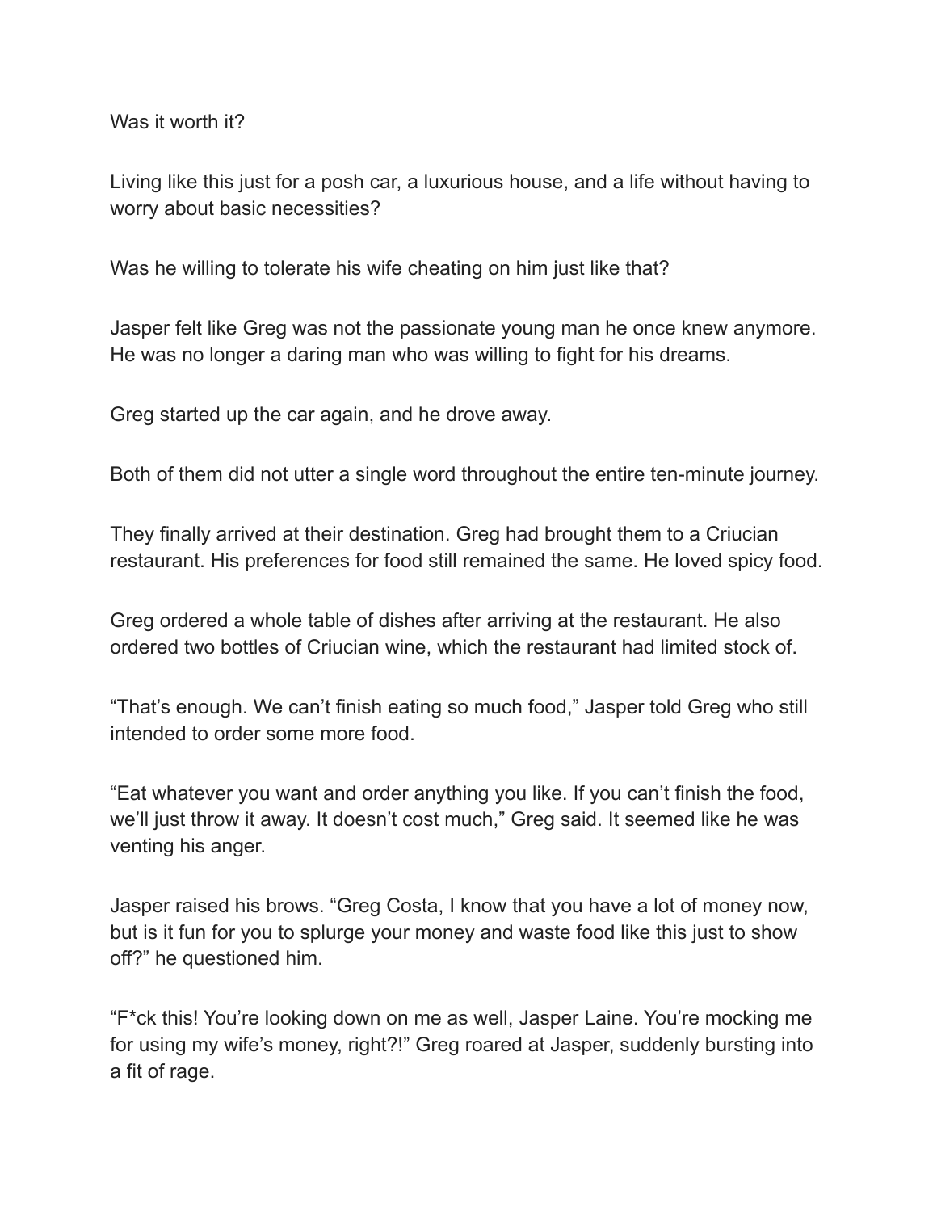Was it worth it?

Living like this just for a posh car, a luxurious house, and a life without having to worry about basic necessities?

Was he willing to tolerate his wife cheating on him just like that?

Jasper felt like Greg was not the passionate young man he once knew anymore. He was no longer a daring man who was willing to fight for his dreams.

Greg started up the car again, and he drove away.

Both of them did not utter a single word throughout the entire ten-minute journey.

They finally arrived at their destination. Greg had brought them to a Criucian restaurant. His preferences for food still remained the same. He loved spicy food.

Greg ordered a whole table of dishes after arriving at the restaurant. He also ordered two bottles of Criucian wine, which the restaurant had limited stock of.

"That's enough. We can't finish eating so much food," Jasper told Greg who still intended to order some more food.

"Eat whatever you want and order anything you like. If you can't finish the food, we'll just throw it away. It doesn't cost much," Greg said. It seemed like he was venting his anger.

Jasper raised his brows. "Greg Costa, I know that you have a lot of money now, but is it fun for you to splurge your money and waste food like this just to show off?" he questioned him.

"F*ck this! You're looking down on me as well, Jasper Laine. You're mocking me for using my wife's money, right?!" Greg roared at Jasper, suddenly bursting into a fit of rage.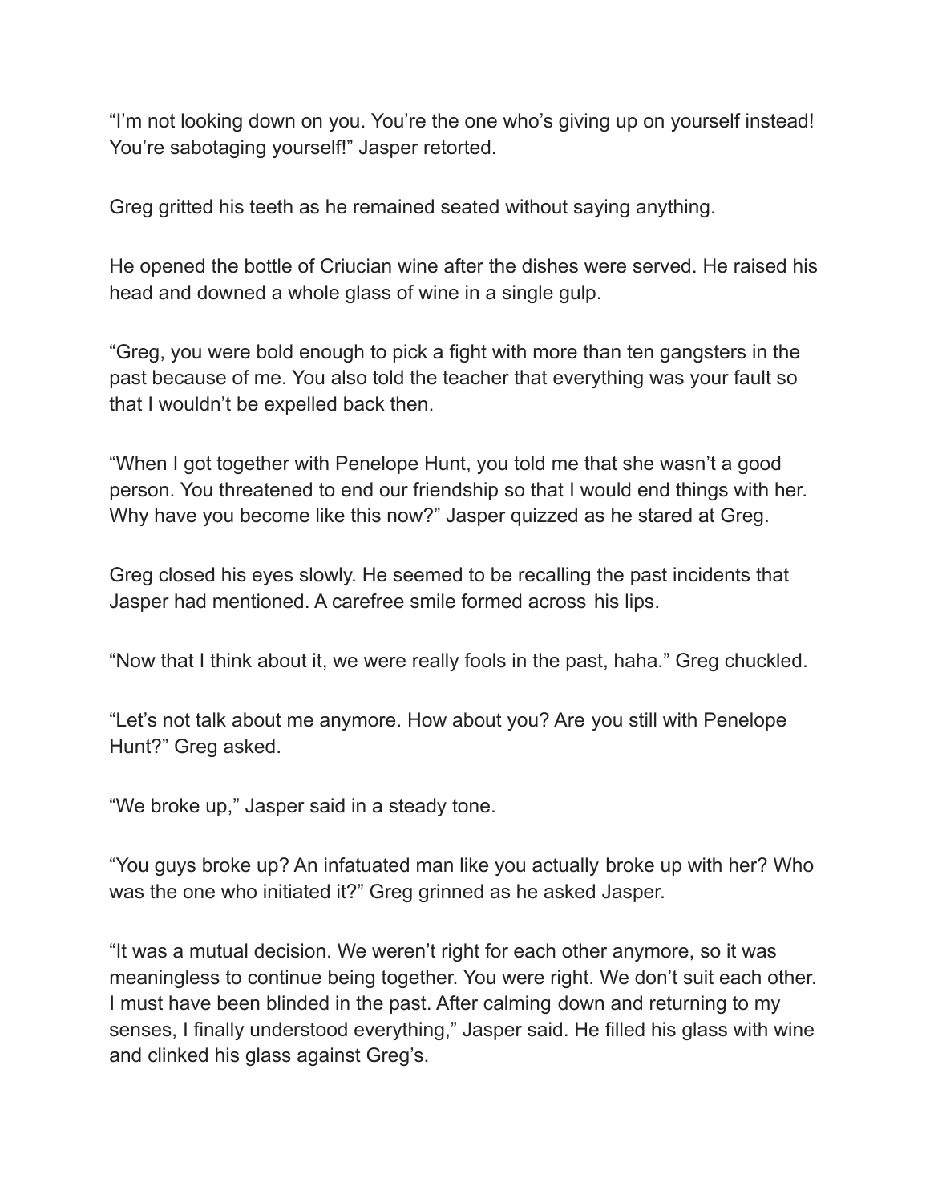"I'm not looking down on you. You're the one who's giving up on yourself instead! You're sabotaging yourself!" Jasper retorted.

Greg gritted his teeth as he remained seated without saying anything.

He opened the bottle of Criucian wine after the dishes were served. He raised his head and downed a whole glass of wine in a single gulp.

"Greg, you were bold enough to pick a fight with more than ten gangsters in the past because of me. You also told the teacher that everything was your fault so that I wouldn't be expelled back then.

"When I got together with Penelope Hunt, you told me that she wasn't a good person. You threatened to end our friendship so that I would end things with her. Why have you become like this now?" Jasper quizzed as he stared at Greg.

Greg closed his eyes slowly. He seemed to be recalling the past incidents that Jasper had mentioned. A carefree smile formed across his lips.

"Now that I think about it, we were really fools in the past, haha." Greg chuckled.

"Let's not talk about me anymore. How about you? Are you still with Penelope Hunt?" Greg asked.

"We broke up," Jasper said in a steady tone.

"You guys broke up? An infatuated man like you actually broke up with her? Who was the one who initiated it?" Greg grinned as he asked Jasper.

"It was a mutual decision. We weren't right for each other anymore, so it was meaningless to continue being together. You were right. We don't suit each other. I must have been blinded in the past. After calming down and returning to my senses, I finally understood everything," Jasper said. He filled his glass with wine and clinked his glass against Greg's.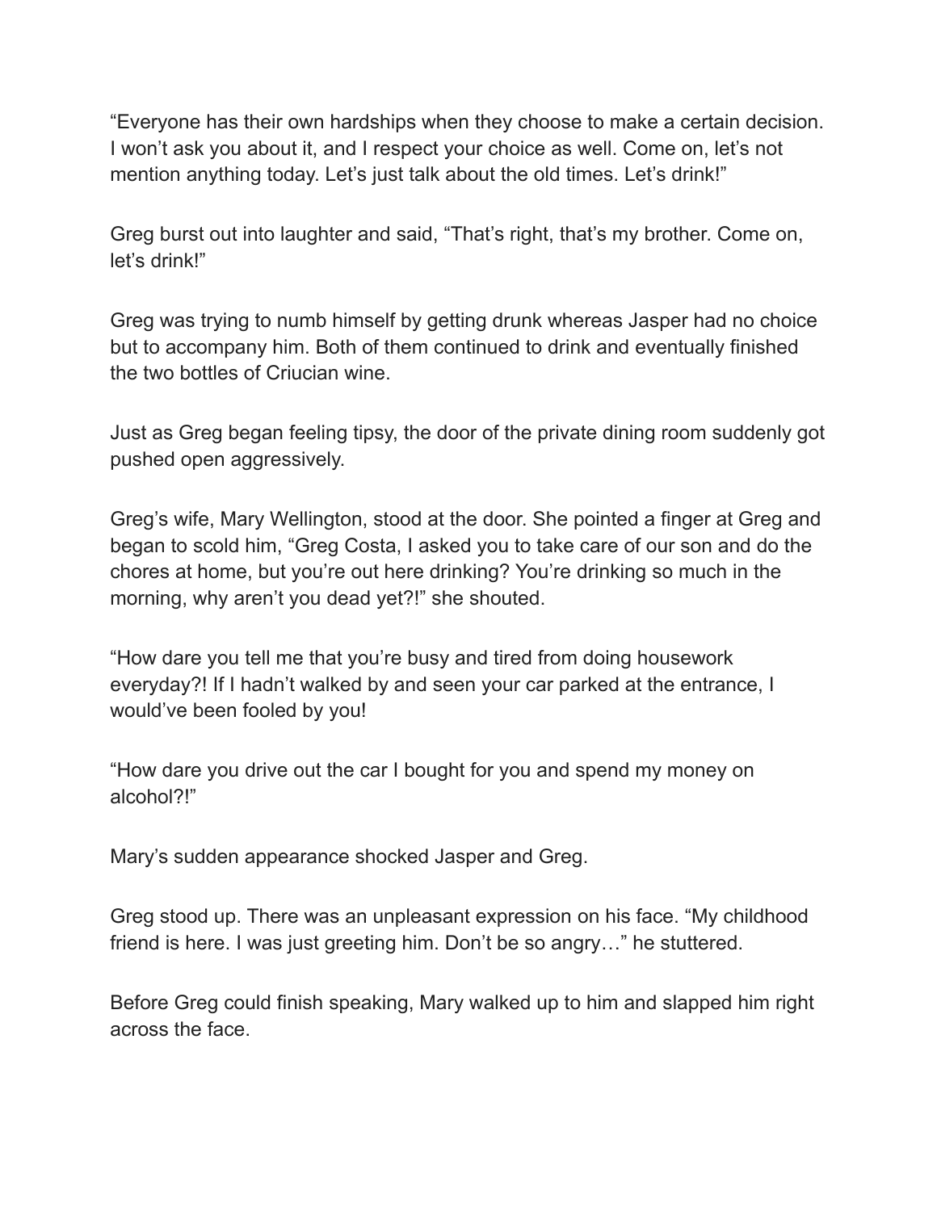"Everyone has their own hardships when they choose to make a certain decision. I won't ask you about it, and I respect your choice as well. Come on, let's not mention anything today. Let's just talk about the old times. Let's drink!"

Greg burst out into laughter and said, "That's right, that's my brother. Come on, let's drink!"

Greg was trying to numb himself by getting drunk whereas Jasper had no choice but to accompany him. Both of them continued to drink and eventually finished the two bottles of Criucian wine.

Just as Greg began feeling tipsy, the door of the private dining room suddenly got pushed open aggressively.

Greg's wife, Mary Wellington, stood at the door. She pointed a finger at Greg and began to scold him, "Greg Costa, I asked you to take care of our son and do the chores at home, but you're out here drinking? You're drinking so much in the morning, why aren't you dead yet?!" she shouted.

"How dare you tell me that you're busy and tired from doing housework everyday?! If I hadn't walked by and seen your car parked at the entrance, I would've been fooled by you!

"How dare you drive out the car I bought for you and spend my money on alcohol?!"

Mary's sudden appearance shocked Jasper and Greg.

Greg stood up. There was an unpleasant expression on his face. "My childhood friend is here. I was just greeting him. Don't be so angry…" he stuttered.

Before Greg could finish speaking, Mary walked up to him and slapped him right across the face.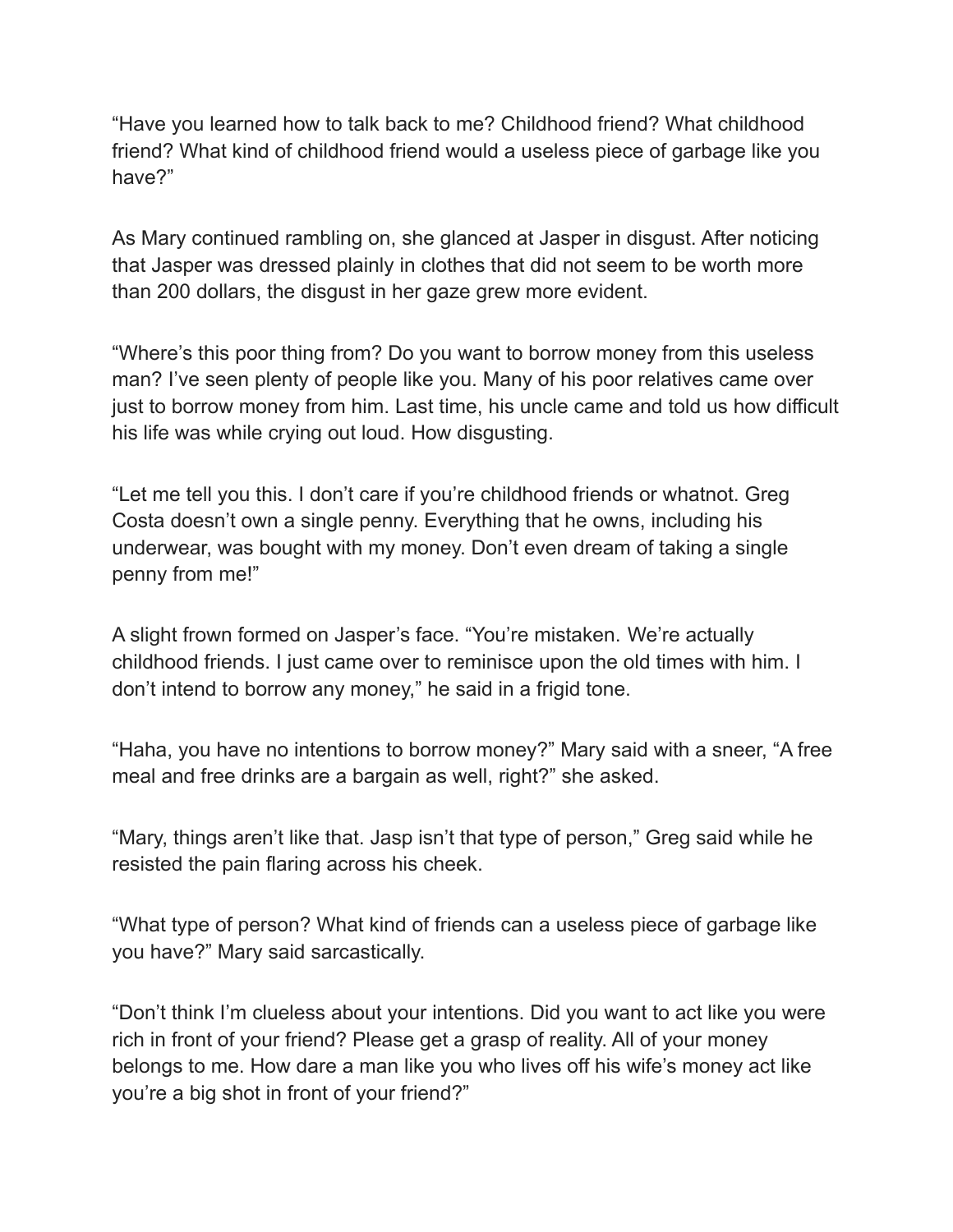“Have you learned how to talk back to me? Childhood friend? What childhood friend? What kind of childhood friend would a useless piece of garbage like you have?”

As Mary continued rambling on, she glanced at Jasper in disgust. After noticing that Jasper was dressed plainly in clothes that did not seem to be worth more than 200 dollars, the disgust in her gaze grew more evident.

“Where’s this poor thing from? Do you want to borrow money from this useless man? I’ve seen plenty of people like you. Many of his poor relatives came over just to borrow money from him. Last time, his uncle came and told us how difficult his life was while crying out loud. How disgusting.

“Let me tell you this. I don’t care if you’re childhood friends or whatnot. Greg Costa doesn’t own a single penny. Everything that he owns, including his underwear, was bought with my money. Don’t even dream of taking a single penny from me!”

A slight frown formed on Jasper’s face. “You’re mistaken. We’re actually childhood friends. I just came over to reminisce upon the old times with him. I don’t intend to borrow any money,” he said in a frigid tone.

“Haha, you have no intentions to borrow money?” Mary said with a sneer, “A free meal and free drinks are a bargain as well, right?” she asked.

“Mary, things aren’t like that. Jasp isn’t that type of person,” Greg said while he resisted the pain flaring across his cheek.

“What type of person? What kind of friends can a useless piece of garbage like you have?” Mary said sarcastically.

“Don’t think I’m clueless about your intentions. Did you want to act like you were rich in front of your friend? Please get a grasp of reality. All of your money belongs to me. How dare a man like you who lives off his wife’s money act like you’re a big shot in front of your friend?”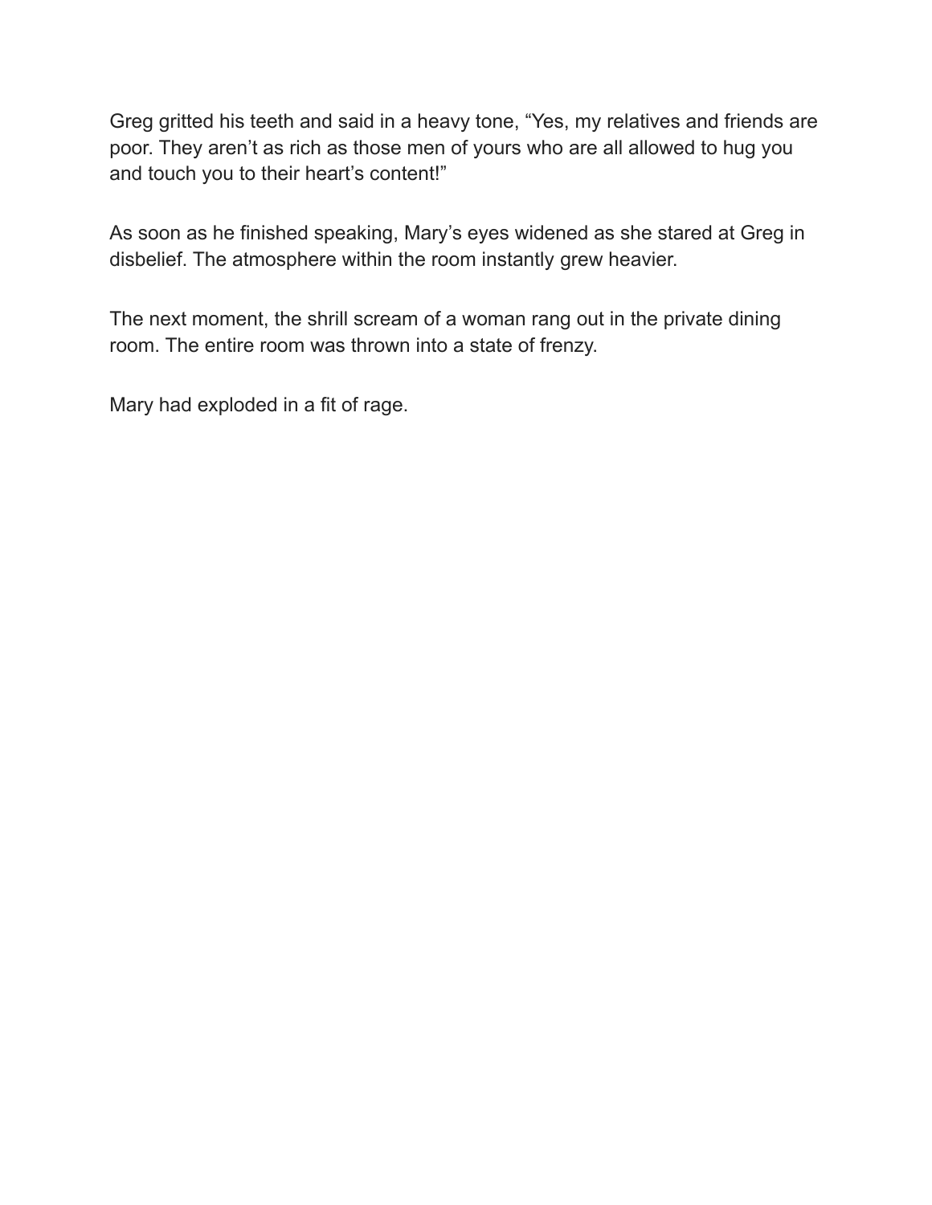Greg gritted his teeth and said in a heavy tone, “Yes, my relatives and friends are poor. They aren’t as rich as those men of yours who are all allowed to hug you and touch you to their heart’s content!”

As soon as he finished speaking, Mary’s eyes widened as she stared at Greg in disbelief. The atmosphere within the room instantly grew heavier.

The next moment, the shrill scream of a woman rang out in the private dining room. The entire room was thrown into a state of frenzy.

Mary had exploded in a fit of rage.